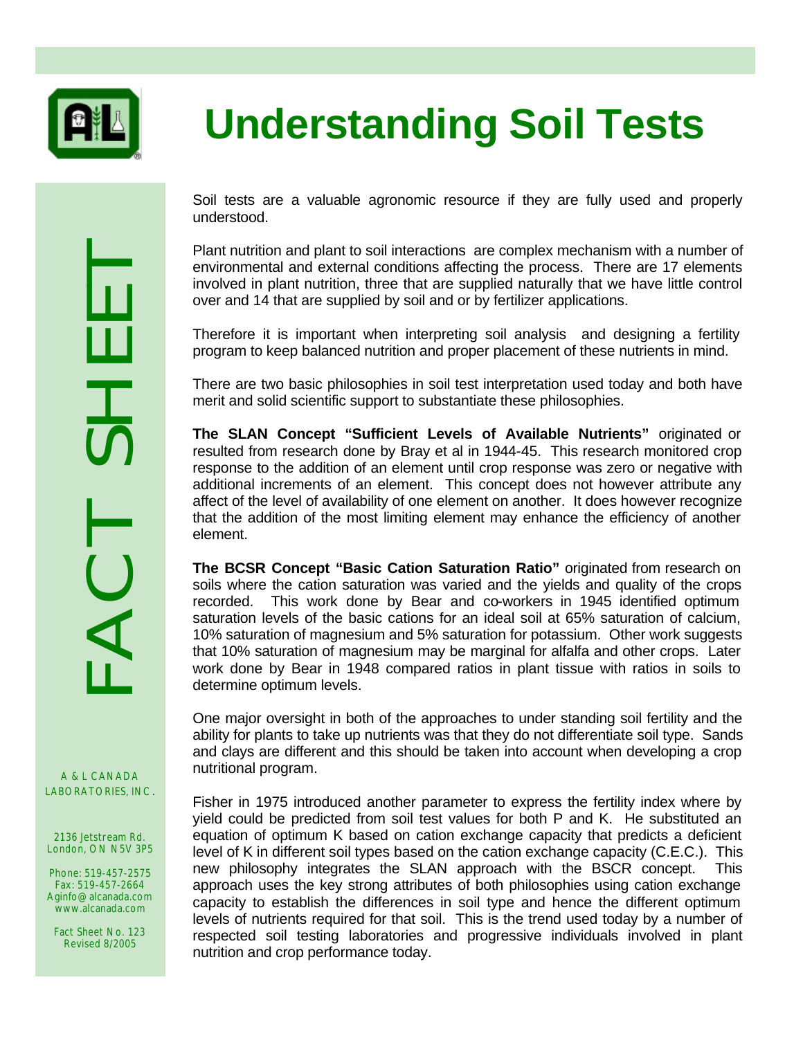# Understanding Soil Tests

FACT SHEET

A & L CANADA LABORATORIES, INC.

2136 Jetstream Rd.
London, ON N5V 3P5

Phone: 519-457-2575
Fax: 519-457-2664
Aginfo@alcanada.com
www.alcanada.com

Fact Sheet No. 123
Revised 8/2005

Soil tests are a valuable agronomic resource if they are fully used and properly understood.

Plant nutrition and plant to soil interactions are complex mechanism with a number of environmental and external conditions affecting the process. There are 17 elements involved in plant nutrition, three that are supplied naturally that we have little control over and 14 that are supplied by soil and or by fertilizer applications.

Therefore it is important when interpreting soil analysis and designing a fertility program to keep balanced nutrition and proper placement of these nutrients in mind.

There are two basic philosophies in soil test interpretation used today and both have merit and solid scientific support to substantiate these philosophies.

**The SLAN Concept "Sufficient Levels of Available Nutrients"** originated or resulted from research done by Bray et al in 1944-45. This research monitored crop response to the addition of an element until crop response was zero or negative with additional increments of an element. This concept does not however attribute any affect of the level of availability of one element on another. It does however recognize that the addition of the most limiting element may enhance the efficiency of another element.

**The BCSR Concept "Basic Cation Saturation Ratio"** originated from research on soils where the cation saturation was varied and the yields and quality of the crops recorded. This work done by Bear and co-workers in 1945 identified optimum saturation levels of the basic cations for an ideal soil at 65% saturation of calcium, 10% saturation of magnesium and 5% saturation for potassium. Other work suggests that 10% saturation of magnesium may be marginal for alfalfa and other crops. Later work done by Bear in 1948 compared ratios in plant tissue with ratios in soils to determine optimum levels.

One major oversight in both of the approaches to under standing soil fertility and the ability for plants to take up nutrients was that they do not differentiate soil type. Sands and clays are different and this should be taken into account when developing a crop nutritional program.

Fisher in 1975 introduced another parameter to express the fertility index where by yield could be predicted from soil test values for both P and K. He substituted an equation of optimum K based on cation exchange capacity that predicts a deficient level of K in different soil types based on the cation exchange capacity (C.E.C.). This new philosophy integrates the SLAN approach with the BSCR concept. This approach uses the key strong attributes of both philosophies using cation exchange capacity to establish the differences in soil type and hence the different optimum levels of nutrients required for that soil. This is the trend used today by a number of respected soil testing laboratories and progressive individuals involved in plant nutrition and crop performance today.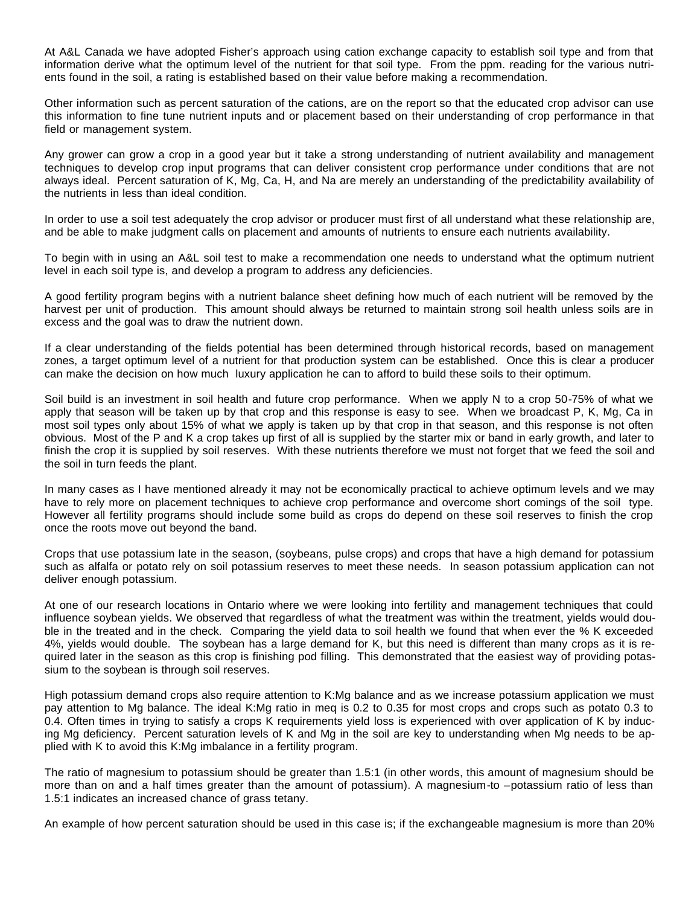At A&L Canada we have adopted Fisher's approach using cation exchange capacity to establish soil type and from that information derive what the optimum level of the nutrient for that soil type. From the ppm. reading for the various nutrients found in the soil, a rating is established based on their value before making a recommendation.

Other information such as percent saturation of the cations, are on the report so that the educated crop advisor can use this information to fine tune nutrient inputs and or placement based on their understanding of crop performance in that field or management system.

Any grower can grow a crop in a good year but it take a strong understanding of nutrient availability and management techniques to develop crop input programs that can deliver consistent crop performance under conditions that are not always ideal. Percent saturation of K, Mg, Ca, H, and Na are merely an understanding of the predictability availability of the nutrients in less than ideal condition.

In order to use a soil test adequately the crop advisor or producer must first of all understand what these relationship are, and be able to make judgment calls on placement and amounts of nutrients to ensure each nutrients availability.

To begin with in using an A&L soil test to make a recommendation one needs to understand what the optimum nutrient level in each soil type is, and develop a program to address any deficiencies.

A good fertility program begins with a nutrient balance sheet defining how much of each nutrient will be removed by the harvest per unit of production. This amount should always be returned to maintain strong soil health unless soils are in excess and the goal was to draw the nutrient down.

If a clear understanding of the fields potential has been determined through historical records, based on management zones, a target optimum level of a nutrient for that production system can be established. Once this is clear a producer can make the decision on how much luxury application he can to afford to build these soils to their optimum.

Soil build is an investment in soil health and future crop performance. When we apply N to a crop 50-75% of what we apply that season will be taken up by that crop and this response is easy to see. When we broadcast P, K, Mg, Ca in most soil types only about 15% of what we apply is taken up by that crop in that season, and this response is not often obvious. Most of the P and K a crop takes up first of all is supplied by the starter mix or band in early growth, and later to finish the crop it is supplied by soil reserves. With these nutrients therefore we must not forget that we feed the soil and the soil in turn feeds the plant.

In many cases as I have mentioned already it may not be economically practical to achieve optimum levels and we may have to rely more on placement techniques to achieve crop performance and overcome short comings of the soil type. However all fertility programs should include some build as crops do depend on these soil reserves to finish the crop once the roots move out beyond the band.

Crops that use potassium late in the season, (soybeans, pulse crops) and crops that have a high demand for potassium such as alfalfa or potato rely on soil potassium reserves to meet these needs. In season potassium application can not deliver enough potassium.

At one of our research locations in Ontario where we were looking into fertility and management techniques that could influence soybean yields. We observed that regardless of what the treatment was within the treatment, yields would double in the treated and in the check. Comparing the yield data to soil health we found that when ever the % K exceeded 4%, yields would double. The soybean has a large demand for K, but this need is different than many crops as it is required later in the season as this crop is finishing pod filling. This demonstrated that the easiest way of providing potassium to the soybean is through soil reserves.

High potassium demand crops also require attention to K:Mg balance and as we increase potassium application we must pay attention to Mg balance. The ideal K:Mg ratio in meq is 0.2 to 0.35 for most crops and crops such as potato 0.3 to 0.4. Often times in trying to satisfy a crops K requirements yield loss is experienced with over application of K by inducing Mg deficiency. Percent saturation levels of K and Mg in the soil are key to understanding when Mg needs to be applied with K to avoid this K:Mg imbalance in a fertility program.

The ratio of magnesium to potassium should be greater than 1.5:1 (in other words, this amount of magnesium should be more than on and a half times greater than the amount of potassium). A magnesium-to –potassium ratio of less than 1.5:1 indicates an increased chance of grass tetany.

An example of how percent saturation should be used in this case is; if the exchangeable magnesium is more than 20%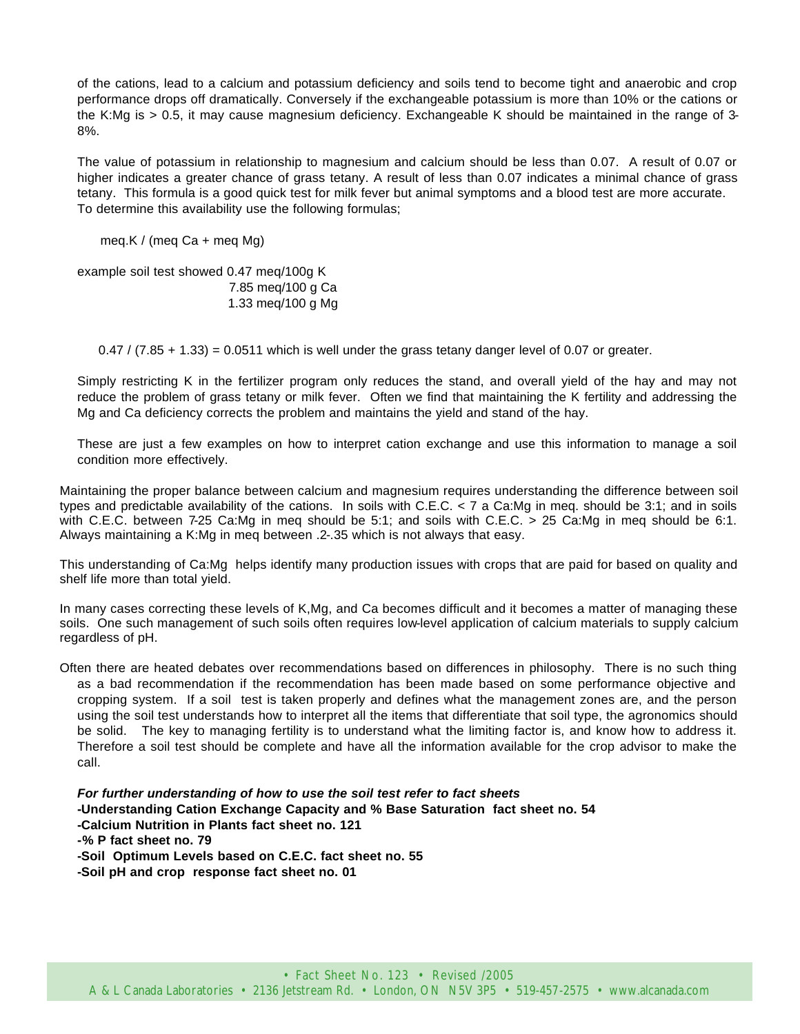of the cations, lead to a calcium and potassium deficiency and soils tend to become tight and anaerobic and crop performance drops off dramatically. Conversely if the exchangeable potassium is more than 10% or the cations or the K:Mg is > 0.5, it may cause magnesium deficiency. Exchangeable K should be maintained in the range of 3-8%.

The value of potassium in relationship to magnesium and calcium should be less than 0.07. A result of 0.07 or higher indicates a greater chance of grass tetany. A result of less than 0.07 indicates a minimal chance of grass tetany. This formula is a good quick test for milk fever but animal symptoms and a blood test are more accurate. To determine this availability use the following formulas;

meq.K / (meq Ca + meq Mg)

example soil test showed 0.47 meq/100g K
7.85 meq/100 g Ca
1.33 meq/100 g Mg

0.47 / (7.85 + 1.33) = 0.0511 which is well under the grass tetany danger level of 0.07 or greater.

Simply restricting K in the fertilizer program only reduces the stand, and overall yield of the hay and may not reduce the problem of grass tetany or milk fever. Often we find that maintaining the K fertility and addressing the Mg and Ca deficiency corrects the problem and maintains the yield and stand of the hay.

These are just a few examples on how to interpret cation exchange and use this information to manage a soil condition more effectively.

Maintaining the proper balance between calcium and magnesium requires understanding the difference between soil types and predictable availability of the cations. In soils with C.E.C. < 7 a Ca:Mg in meq. should be 3:1; and in soils with C.E.C. between 7-25 Ca:Mg in meq should be 5:1; and soils with C.E.C. > 25 Ca:Mg in meq should be 6:1. Always maintaining a K:Mg in meq between .2-.35 which is not always that easy.

This understanding of Ca:Mg helps identify many production issues with crops that are paid for based on quality and shelf life more than total yield.

In many cases correcting these levels of K,Mg, and Ca becomes difficult and it becomes a matter of managing these soils. One such management of such soils often requires low-level application of calcium materials to supply calcium regardless of pH.

Often there are heated debates over recommendations based on differences in philosophy. There is no such thing as a bad recommendation if the recommendation has been made based on some performance objective and cropping system. If a soil test is taken properly and defines what the management zones are, and the person using the soil test understands how to interpret all the items that differentiate that soil type, the agronomics should be solid. The key to managing fertility is to understand what the limiting factor is, and know how to address it. Therefore a soil test should be complete and have all the information available for the crop advisor to make the call.

***For further understanding of how to use the soil test refer to fact sheets***

**-Understanding Cation Exchange Capacity and % Base Saturation fact sheet no. 54**

**-Calcium Nutrition in Plants fact sheet no. 121**

**-% P fact sheet no. 79**

**-Soil Optimum Levels based on C.E.C. fact sheet no. 55**

**-Soil pH and crop response fact sheet no. 01**